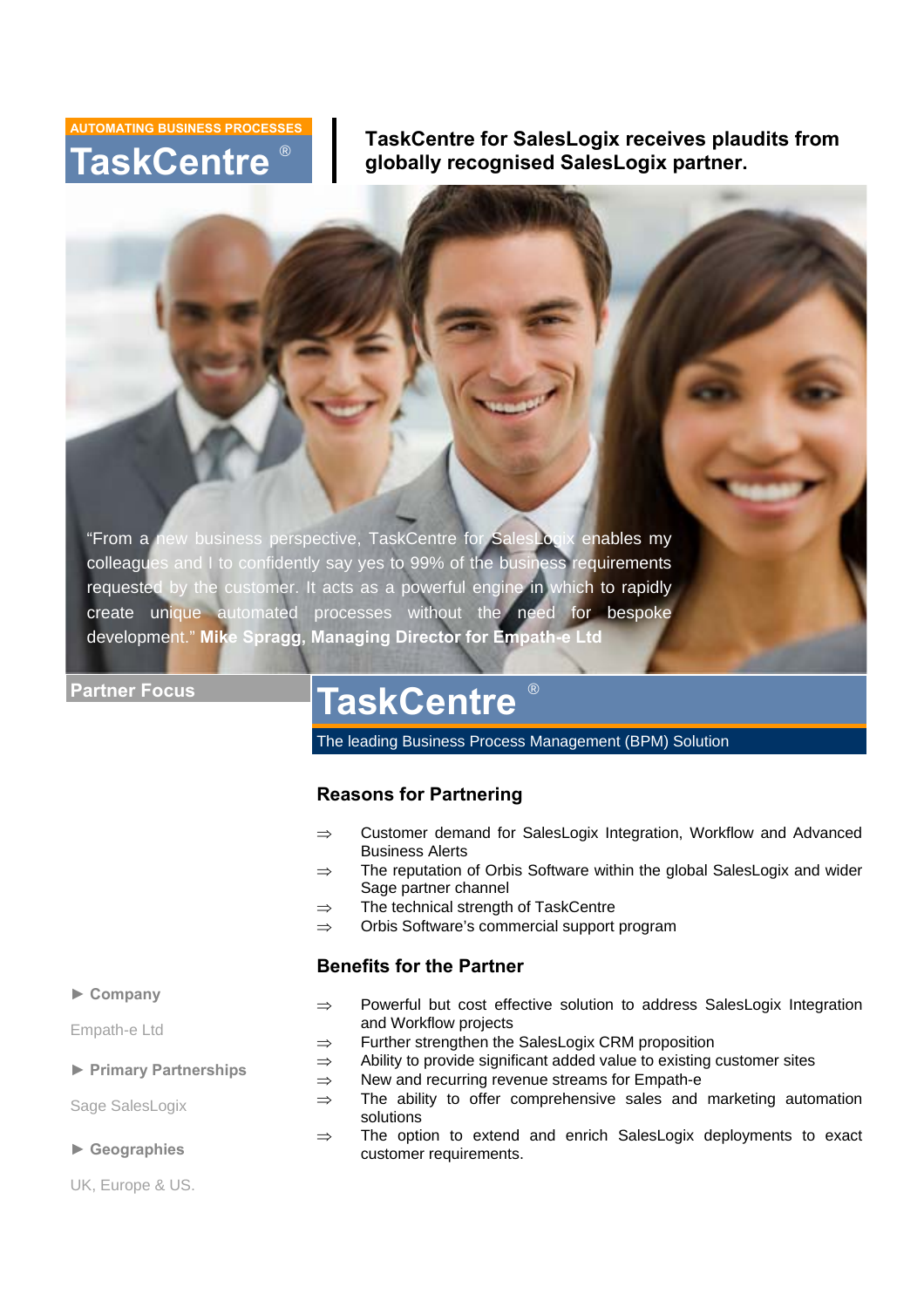AUTOMATING BUSINESS PROCESSES

# TaskCentre®

## TaskCentre for SalesLogix receives plaudits from globally recognised SalesLogix partner.

"From a new business perspective, TaskCentre for SalesLogix enables my colleagues and I to confidently say yes to 99% of the business requirements requested by the customer. It acts as a powerful engine in which to rapidly create unique automated processes without the need for bespoke development." **Mike Spragg, Managing Director for Empath-e Ltd**

**Partner Focus**

**► Company**

Empath-e Ltd

**► Primary Partnerships**

Sage SalesLogix

**► Geographies**

UK, Europe & US.

# TaskCentre®

The leading Business Process Management (BPM) Solution

### Reasons for Partnering

- ⇒ Customer demand for SalesLogix Integration, Workflow and Advanced Business Alerts
- ⇒ The reputation of Orbis Software within the global SalesLogix and wider Sage partner channel
- ⇒ The technical strength of TaskCentre
- ⇒ Orbis Software's commercial support program

### Benefits for the Partner

- ⇒ Powerful but cost effective solution to address SalesLogix Integration and Workflow projects
- ⇒ Further strengthen the SalesLogix CRM proposition
- ⇒ Ability to provide significant added value to existing customer sites
- ⇒ New and recurring revenue streams for Empath-e
- ⇒ The ability to offer comprehensive sales and marketing automation solutions
- ⇒ The option to extend and enrich SalesLogix deployments to exact customer requirements.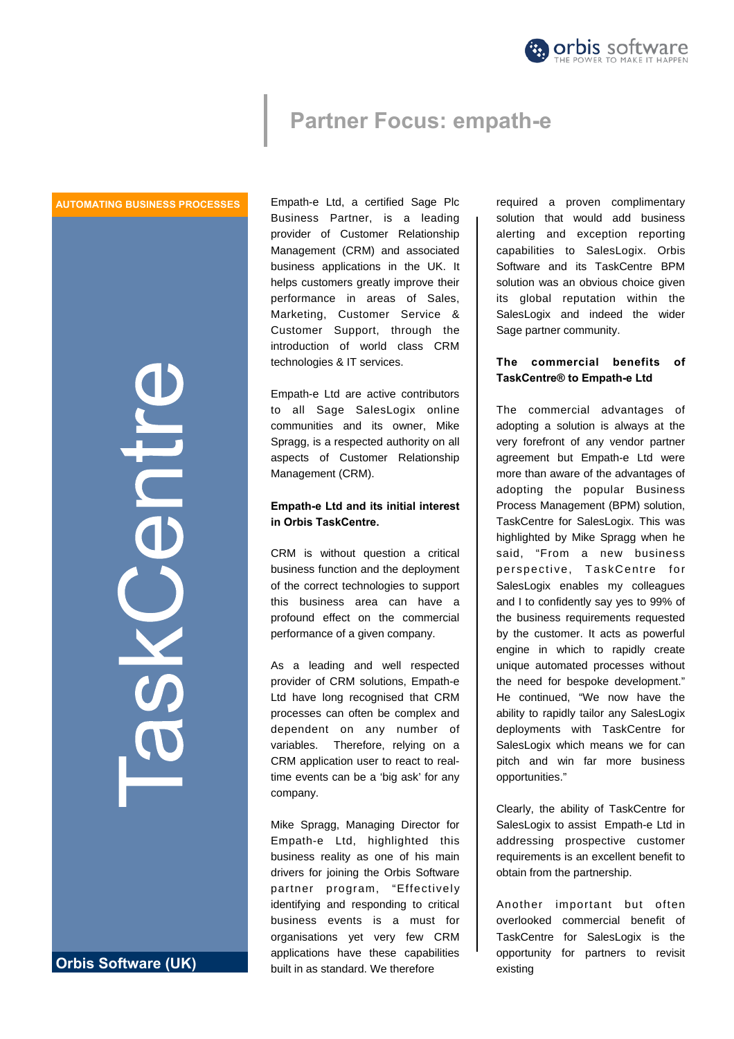# Partner Focus: empath-e

**AUTOMATING BUSINESS PROCESSES**

TaskCentre

**Orbis Software (UK)**

Empath-e Ltd, a certified Sage Plc Business Partner, is a leading provider of Customer Relationship Management (CRM) and associated business applications in the UK. It helps customers greatly improve their performance in areas of Sales, Marketing, Customer Service & Customer Support, through the introduction of world class CRM technologies & IT services.

Empath-e Ltd are active contributors to all Sage SalesLogix online communities and its owner, Mike Spragg, is a respected authority on all aspects of Customer Relationship Management (CRM).

### Empath-e Ltd and its initial interest in Orbis TaskCentre.

CRM is without question a critical business function and the deployment of the correct technologies to support this business area can have a profound effect on the commercial performance of a given company.

As a leading and well respected provider of CRM solutions, Empath-e Ltd have long recognised that CRM processes can often be complex and dependent on any number of variables. Therefore, relying on a CRM application user to react to real-time events can be a 'big ask' for any company.

Mike Spragg, Managing Director for Empath-e Ltd, highlighted this business reality as one of his main drivers for joining the Orbis Software partner program, "Effectively identifying and responding to critical business events is a must for organisations yet very few CRM applications have these capabilities built in as standard. We therefore required a proven complimentary solution that would add business alerting and exception reporting capabilities to SalesLogix. Orbis Software and its TaskCentre BPM solution was an obvious choice given its global reputation within the SalesLogix and indeed the wider Sage partner community.

### The commercial benefits of TaskCentre® to Empath-e Ltd

The commercial advantages of adopting a solution is always at the very forefront of any vendor partner agreement but Empath-e Ltd were more than aware of the advantages of adopting the popular Business Process Management (BPM) solution, TaskCentre for SalesLogix. This was highlighted by Mike Spragg when he said, "From a new business perspective, TaskCentre for SalesLogix enables my colleagues and I to confidently say yes to 99% of the business requirements requested by the customer. It acts as powerful engine in which to rapidly create unique automated processes without the need for bespoke development." He continued, "We now have the ability to rapidly tailor any SalesLogix deployments with TaskCentre for SalesLogix which means we for can pitch and win far more business opportunities."

Clearly, the ability of TaskCentre for SalesLogix to assist Empath-e Ltd in addressing prospective customer requirements is an excellent benefit to obtain from the partnership.

Another important but often overlooked commercial benefit of TaskCentre for SalesLogix is the opportunity for partners to revisit existing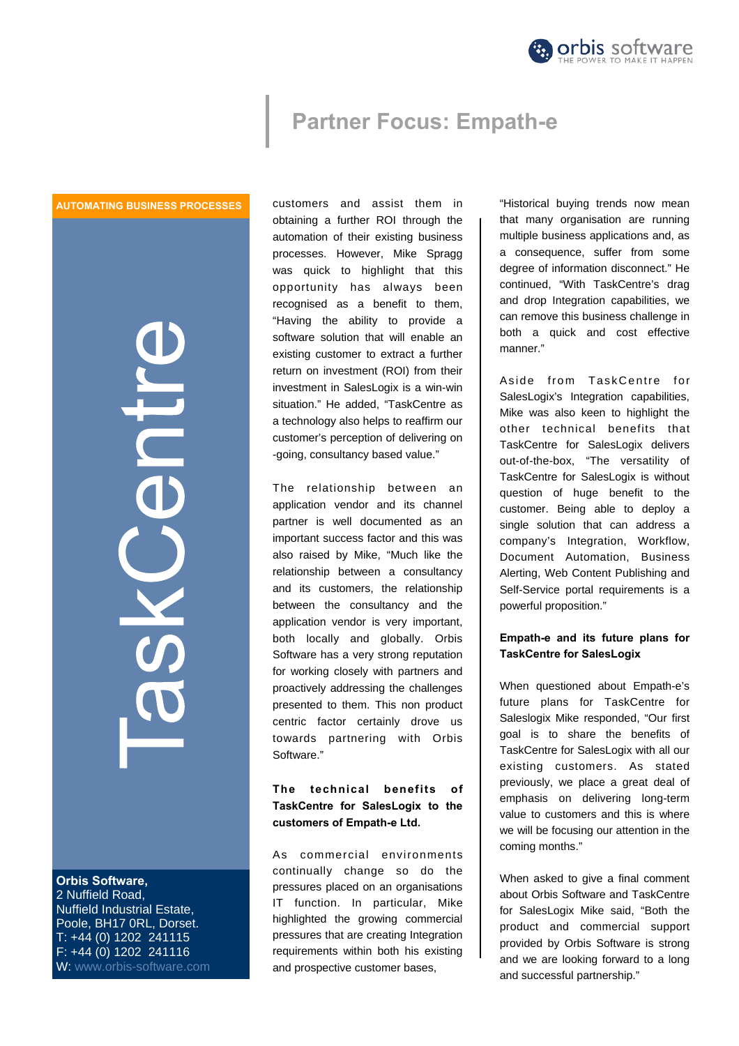# Partner Focus: Empath-e

**AUTOMATING BUSINESS PROCESSES**

TaskCentre

**Orbis Software,**
2 Nuffield Road,
Nuffield Industrial Estate,
Poole, BH17 0RL, Dorset.
T: +44 (0) 1202 241115
F: +44 (0) 1202 241116
W: www.orbis-software.com

customers and assist them in obtaining a further ROI through the automation of their existing business processes. However, Mike Spragg was quick to highlight that this opportunity has always been recognised as a benefit to them, "Having the ability to provide a software solution that will enable an existing customer to extract a further return on investment (ROI) from their investment in SalesLogix is a win-win situation." He added, "TaskCentre as a technology also helps to reaffirm our customer's perception of delivering on -going, consultancy based value."

The relationship between an application vendor and its channel partner is well documented as an important success factor and this was also raised by Mike, "Much like the relationship between a consultancy and its customers, the relationship between the consultancy and the application vendor is very important, both locally and globally. Orbis Software has a very strong reputation for working closely with partners and proactively addressing the challenges presented to them. This non product centric factor certainly drove us towards partnering with Orbis Software."

**The technical benefits of TaskCentre for SalesLogix to the customers of Empath-e Ltd.**

As commercial environments continually change so do the pressures placed on an organisations IT function. In particular, Mike highlighted the growing commercial pressures that are creating Integration requirements within both his existing and prospective customer bases,

"Historical buying trends now mean that many organisation are running multiple business applications and, as a consequence, suffer from some degree of information disconnect." He continued, "With TaskCentre's drag and drop Integration capabilities, we can remove this business challenge in both a quick and cost effective manner."

Aside from TaskCentre for SalesLogix's Integration capabilities, Mike was also keen to highlight the other technical benefits that TaskCentre for SalesLogix delivers out-of-the-box, "The versatility of TaskCentre for SalesLogix is without question of huge benefit to the customer. Being able to deploy a single solution that can address a company's Integration, Workflow, Document Automation, Business Alerting, Web Content Publishing and Self-Service portal requirements is a powerful proposition."

**Empath-e and its future plans for TaskCentre for SalesLogix**

When questioned about Empath-e's future plans for TaskCentre for Saleslogix Mike responded, "Our first goal is to share the benefits of TaskCentre for SalesLogix with all our existing customers. As stated previously, we place a great deal of emphasis on delivering long-term value to customers and this is where we will be focusing our attention in the coming months."

When asked to give a final comment about Orbis Software and TaskCentre for SalesLogix Mike said, "Both the product and commercial support provided by Orbis Software is strong and we are looking forward to a long and successful partnership."